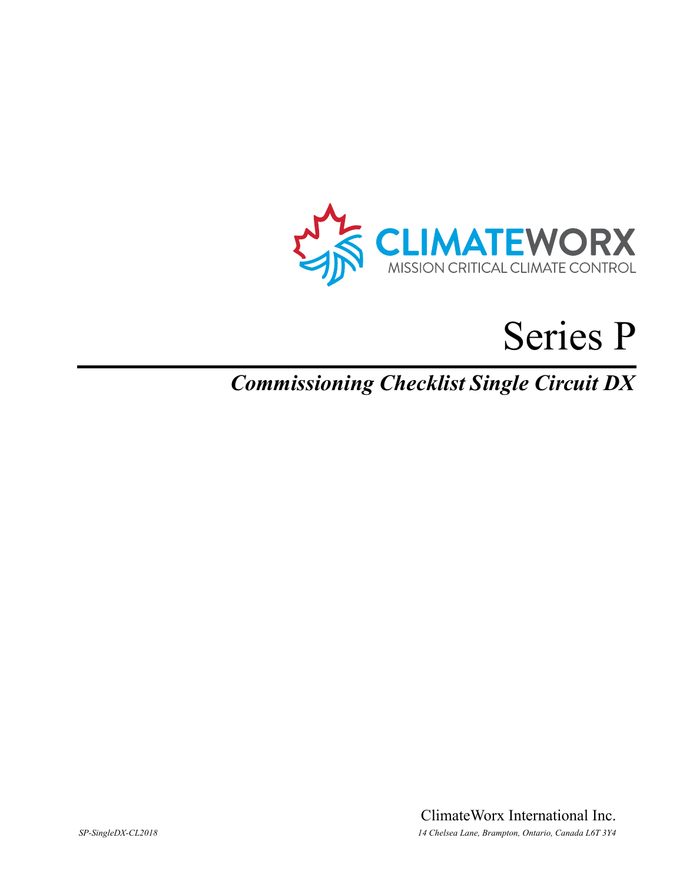CLIMATEWORX

MISSION CRITICAL CLIMATE CONTROL

# Series P

## *Commissioning Checklist Single Circuit DX*

ClimateWorx International Inc.

*SP-SingleDX-CL2018*

*14 Chelsea Lane, Brampton, Ontario, Canada L6T 3Y4*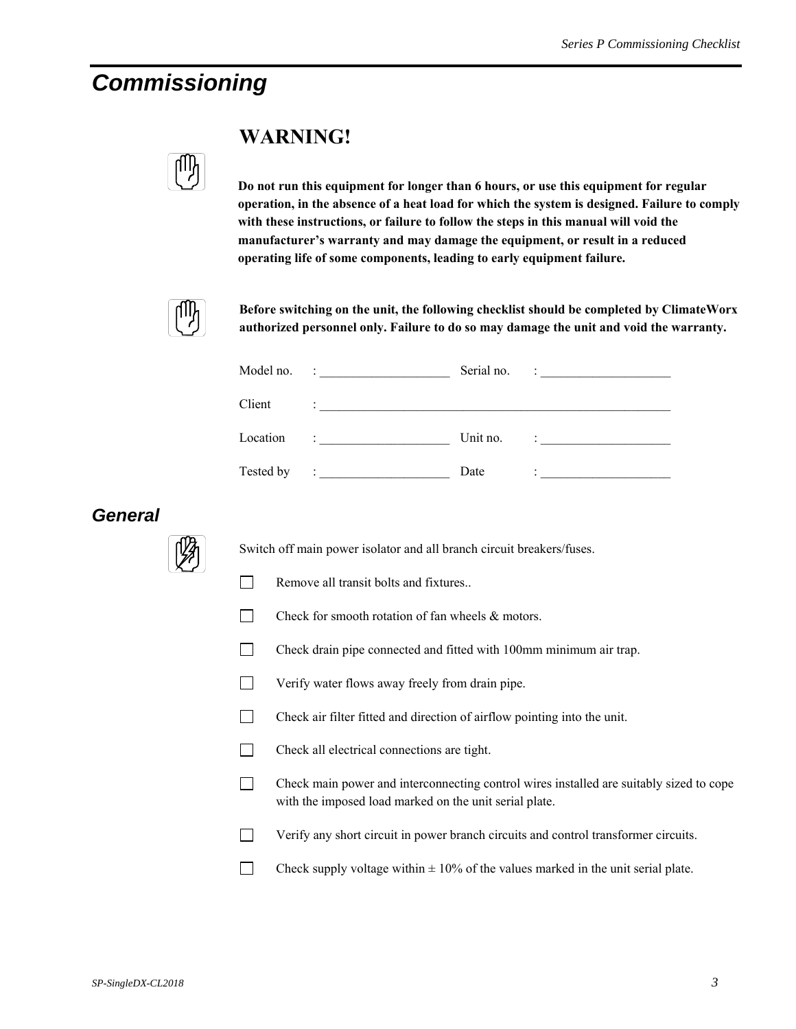# Commissioning

## WARNING!

**Do not run this equipment for longer than 6 hours, or use this equipment for regular operation, in the absence of a heat load for which the system is designed. Failure to comply with these instructions, or failure to follow the steps in this manual will void the manufacturer's warranty and may damage the equipment, or result in a reduced operating life of some components, leading to early equipment failure.**

**Before switching on the unit, the following checklist should be completed by ClimateWorx authorized personnel only. Failure to do so may damage the unit and void the warranty.**

| | | | |
|---|---|---|---|
| Model no. | : ____________________ | Serial no. | : ____________________ |
| Client | : ________________________________________________________ | | |
| Location | : ____________________ | Unit no. | : ____________________ |
| Tested by | : ____________________ | Date | : ____________________ |

## General

Switch off main power isolator and all branch circuit breakers/fuses.

- ☐ Remove all transit bolts and fixtures..
- ☐ Check for smooth rotation of fan wheels & motors.
- ☐ Check drain pipe connected and fitted with 100mm minimum air trap.
- ☐ Verify water flows away freely from drain pipe.
- ☐ Check air filter fitted and direction of airflow pointing into the unit.
- ☐ Check all electrical connections are tight.
- ☐ Check main power and interconnecting control wires installed are suitably sized to cope with the imposed load marked on the unit serial plate.
- ☐ Verify any short circuit in power branch circuits and control transformer circuits.
- ☐ Check supply voltage within ± 10% of the values marked in the unit serial plate.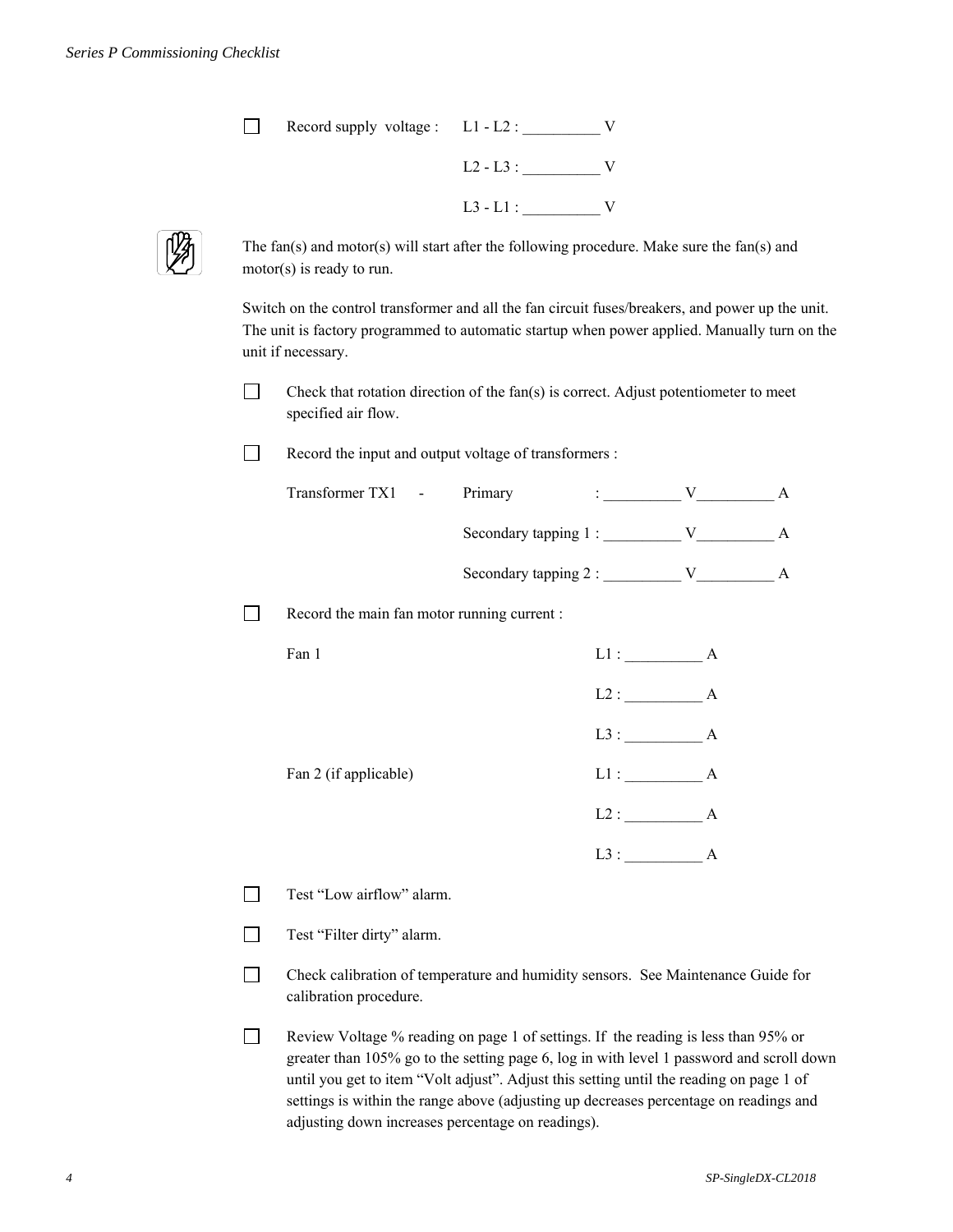☐ Record supply voltage : L1 - L2 : __________ V

L2 - L3 : __________ V

L3 - L1 : __________ V

The fan(s) and motor(s) will start after the following procedure. Make sure the fan(s) and motor(s) is ready to run.

Switch on the control transformer and all the fan circuit fuses/breakers, and power up the unit. The unit is factory programmed to automatic startup when power applied. Manually turn on the unit if necessary.

☐ Check that rotation direction of the fan(s) is correct. Adjust potentiometer to meet specified air flow.

☐ Record the input and output voltage of transformers :

Transformer TX1 - Primary : __________ V__________ A

Secondary tapping 1 : __________ V__________ A

Secondary tapping 2 : __________ V__________ A

☐ Record the main fan motor running current :

Fan 1 L1 : __________ A

L2 : __________ A

L3 : __________ A

Fan 2 (if applicable) L1 : __________ A

L2 : __________ A

L3 : __________ A

☐ Test "Low airflow" alarm.

☐ Test "Filter dirty" alarm.

☐ Check calibration of temperature and humidity sensors. See Maintenance Guide for calibration procedure.

☐ Review Voltage % reading on page 1 of settings. If the reading is less than 95% or greater than 105% go to the setting page 6, log in with level 1 password and scroll down until you get to item "Volt adjust". Adjust this setting until the reading on page 1 of settings is within the range above (adjusting up decreases percentage on readings and adjusting down increases percentage on readings).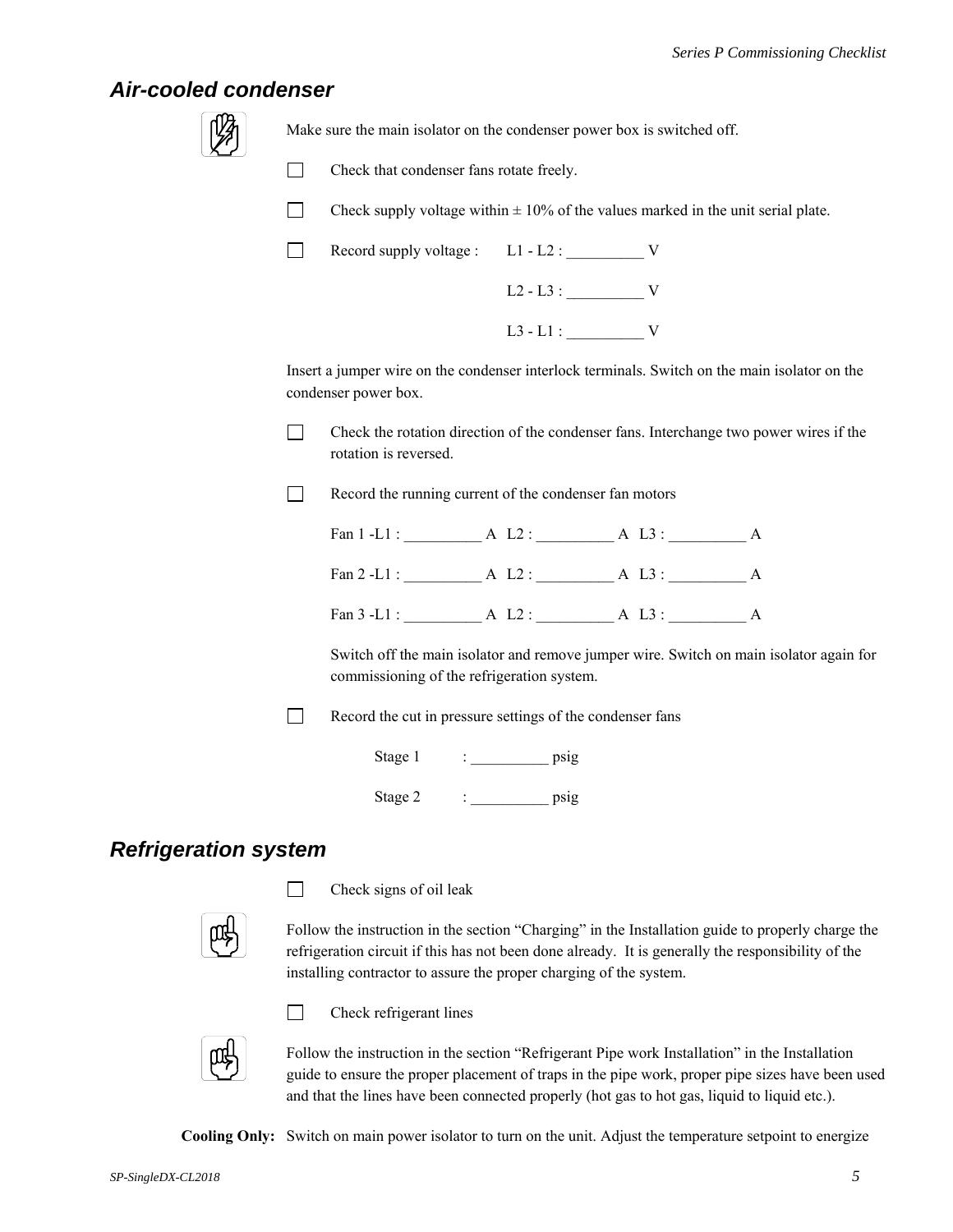## Air-cooled condenser

Make sure the main isolator on the condenser power box is switched off.

- ☐ Check that condenser fans rotate freely.
- ☐ Check supply voltage within ± 10% of the values marked in the unit serial plate.
- ☐ Record supply voltage : L1 - L2 : __________ V

  L2 - L3 : __________ V

  L3 - L1 : __________ V

Insert a jumper wire on the condenser interlock terminals. Switch on the main isolator on the condenser power box.

- ☐ Check the rotation direction of the condenser fans. Interchange two power wires if the rotation is reversed.
- ☐ Record the running current of the condenser fan motors

  Fan 1 -L1 : __________ A L2 : __________ A L3 : __________ A

  Fan 2 -L1 : __________ A L2 : __________ A L3 : __________ A

  Fan 3 -L1 : __________ A L2 : __________ A L3 : __________ A

  Switch off the main isolator and remove jumper wire. Switch on main isolator again for commissioning of the refrigeration system.

- ☐ Record the cut in pressure settings of the condenser fans

  Stage 1 : __________ psig

  Stage 2 : __________ psig

## Refrigeration system

- ☐ Check signs of oil leak

Follow the instruction in the section "Charging" in the Installation guide to properly charge the refrigeration circuit if this has not been done already. It is generally the responsibility of the installing contractor to assure the proper charging of the system.

- ☐ Check refrigerant lines

Follow the instruction in the section "Refrigerant Pipe work Installation" in the Installation guide to ensure the proper placement of traps in the pipe work, proper pipe sizes have been used and that the lines have been connected properly (hot gas to hot gas, liquid to liquid etc.).

**Cooling Only:** Switch on main power isolator to turn on the unit. Adjust the temperature setpoint to energize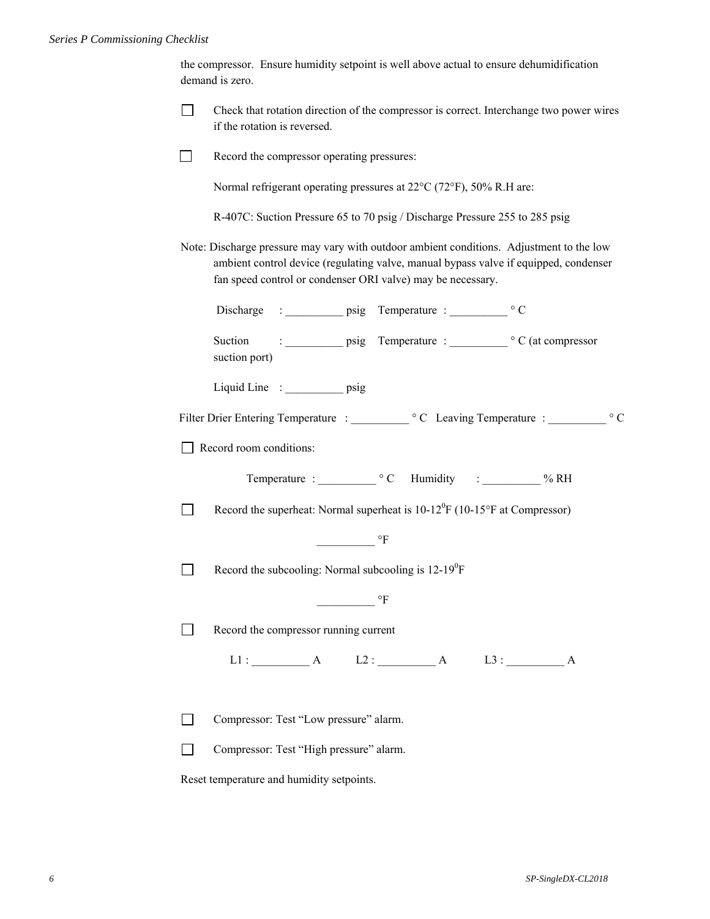the compressor. Ensure humidity setpoint is well above actual to ensure dehumidification demand is zero.

☐ Check that rotation direction of the compressor is correct. Interchange two power wires if the rotation is reversed.

☐ Record the compressor operating pressures:

Normal refrigerant operating pressures at 22°C (72°F), 50% R.H are:

R-407C: Suction Pressure 65 to 70 psig / Discharge Pressure 255 to 285 psig

Note: Discharge pressure may vary with outdoor ambient conditions. Adjustment to the low ambient control device (regulating valve, manual bypass valve if equipped, condenser fan speed control or condenser ORI valve) may be necessary.

Discharge : __________ psig Temperature : __________ ° C

Suction : __________ psig Temperature : __________ ° C (at compressor suction port)

Liquid Line : __________ psig

Filter Drier Entering Temperature : __________ ° C Leaving Temperature : __________ ° C

☐ Record room conditions:

Temperature : __________ ° C Humidity : __________ % RH

☐ Record the superheat: Normal superheat is 10-12$^0$F (10-15°F at Compressor)

__________ °F

☐ Record the subcooling: Normal subcooling is 12-19$^0$F

__________ °F

☐ Record the compressor running current

L1 : __________ A L2 : __________ A L3 : __________ A

☐ Compressor: Test "Low pressure" alarm.

☐ Compressor: Test "High pressure" alarm.

Reset temperature and humidity setpoints.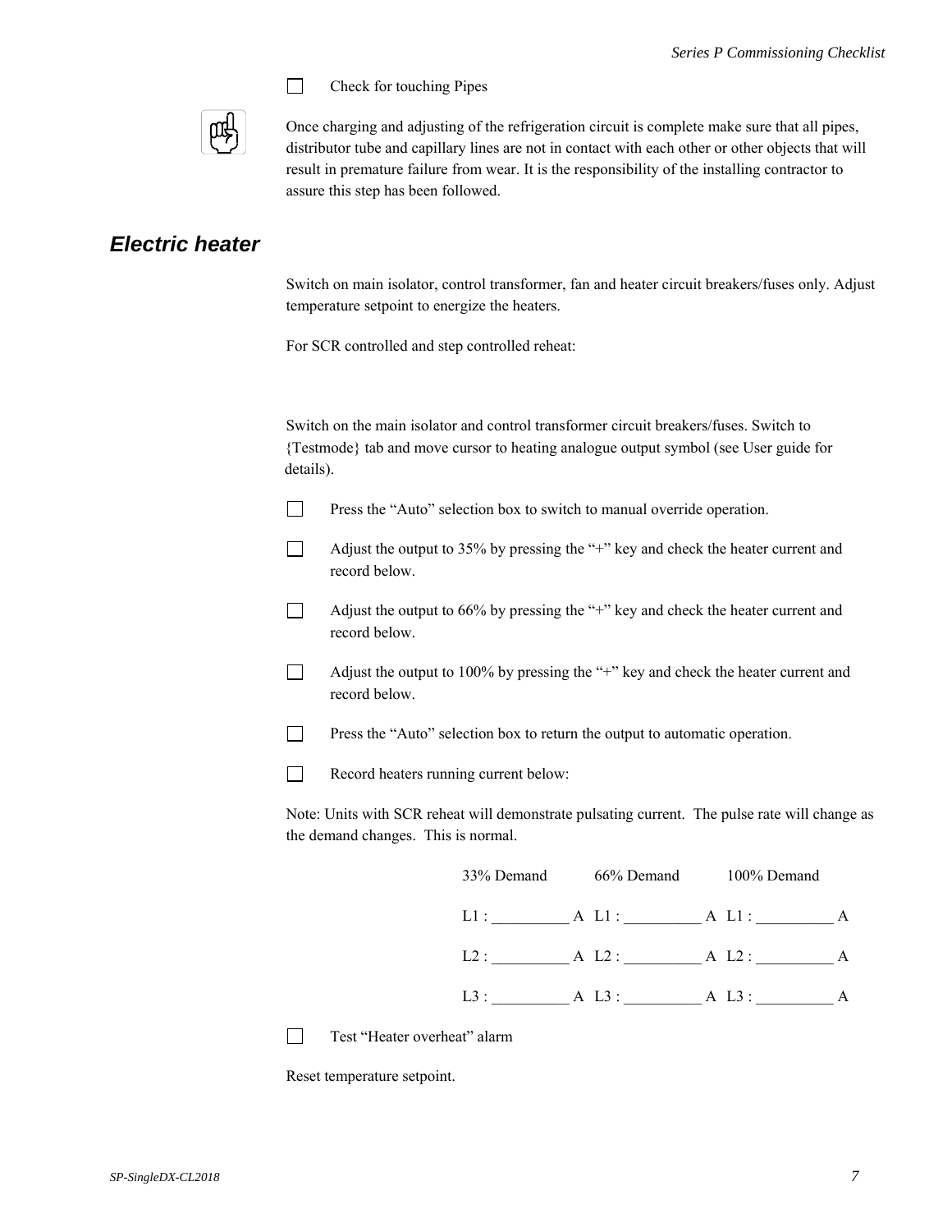☐ Check for touching Pipes

Once charging and adjusting of the refrigeration circuit is complete make sure that all pipes, distributor tube and capillary lines are not in contact with each other or other objects that will result in premature failure from wear. It is the responsibility of the installing contractor to assure this step has been followed.

## Electric heater

Switch on main isolator, control transformer, fan and heater circuit breakers/fuses only. Adjust temperature setpoint to energize the heaters.

For SCR controlled and step controlled reheat:

Switch on the main isolator and control transformer circuit breakers/fuses. Switch to {Testmode} tab and move cursor to heating analogue output symbol (see User guide for details).

☐ Press the “Auto” selection box to switch to manual override operation.

☐ Adjust the output to 35% by pressing the “+” key and check the heater current and record below.

☐ Adjust the output to 66% by pressing the “+” key and check the heater current and record below.

☐ Adjust the output to 100% by pressing the “+” key and check the heater current and record below.

☐ Press the “Auto” selection box to return the output to automatic operation.

☐ Record heaters running current below:

Note: Units with SCR reheat will demonstrate pulsating current. The pulse rate will change as the demand changes. This is normal.

| 33% Demand | 66% Demand | 100% Demand |
|---|---|---|
| L1 : __________ A | L1 : __________ A | L1 : __________ A |
| L2 : __________ A | L2 : __________ A | L2 : __________ A |
| L3 : __________ A | L3 : __________ A | L3 : __________ A |

☐ Test “Heater overheat” alarm

Reset temperature setpoint.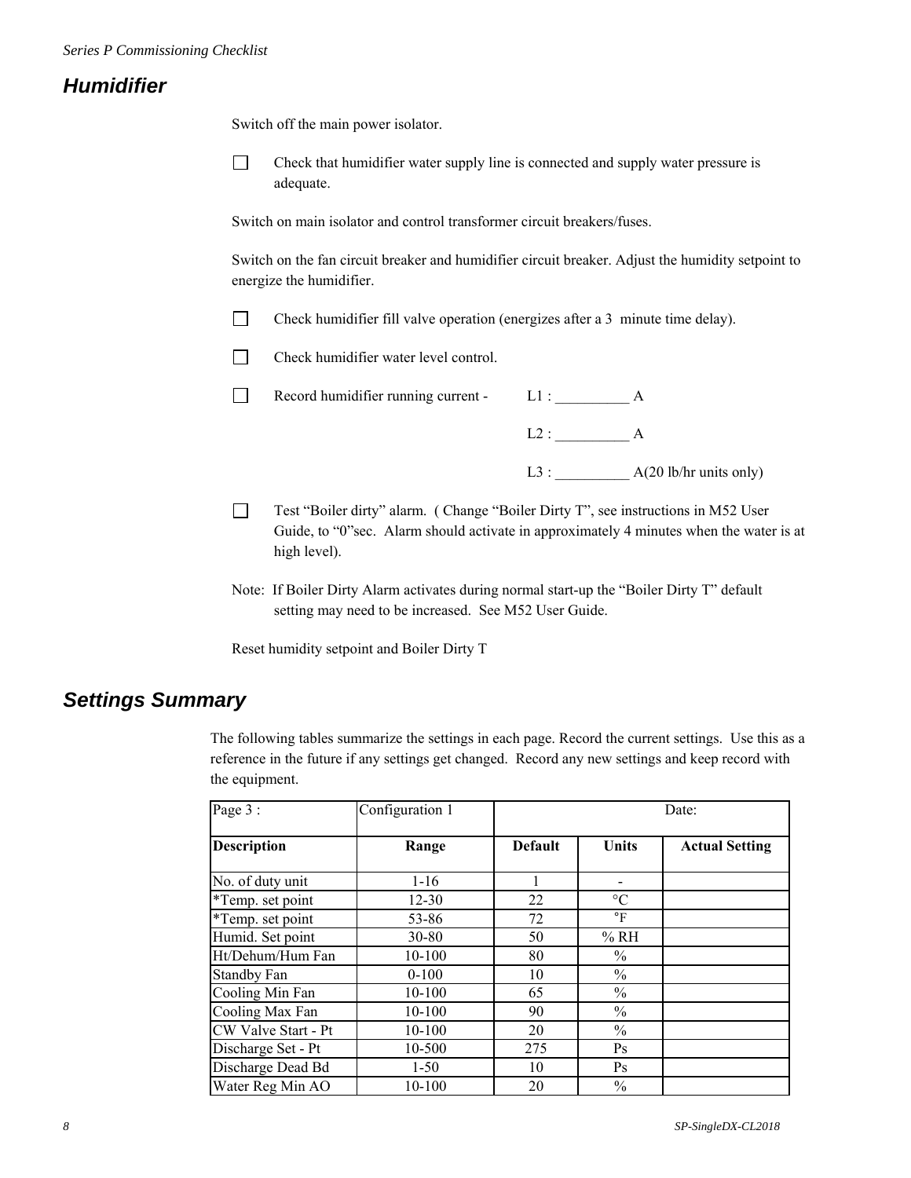## Humidifier

Switch off the main power isolator.

- ☐ Check that humidifier water supply line is connected and supply water pressure is adequate.

Switch on main isolator and control transformer circuit breakers/fuses.

Switch on the fan circuit breaker and humidifier circuit breaker. Adjust the humidity setpoint to energize the humidifier.

- ☐ Check humidifier fill valve operation (energizes after a 3 minute time delay).
- ☐ Check humidifier water level control.
- ☐ Record humidifier running current - L1 : __________ A

  L2 : __________ A

  L3 : __________ A(20 lb/hr units only)
- ☐ Test "Boiler dirty" alarm. ( Change "Boiler Dirty T", see instructions in M52 User Guide, to "0"sec. Alarm should activate in approximately 4 minutes when the water is at high level).

Note: If Boiler Dirty Alarm activates during normal start-up the "Boiler Dirty T" default setting may need to be increased. See M52 User Guide.

Reset humidity setpoint and Boiler Dirty T

## Settings Summary

The following tables summarize the settings in each page. Record the current settings. Use this as a reference in the future if any settings get changed. Record any new settings and keep record with the equipment.

| Page 3 : | Configuration 1 | Date: | | |
|---|---|---|---|---|
| **Description** | **Range** | **Default** | **Units** | **Actual Setting** |
| No. of duty unit | 1-16 | 1 | - | |
| *Temp. set point | 12-30 | 22 | °C | |
| *Temp. set point | 53-86 | 72 | °F | |
| Humid. Set point | 30-80 | 50 | % RH | |
| Ht/Dehum/Hum Fan | 10-100 | 80 | % | |
| Standby Fan | 0-100 | 10 | % | |
| Cooling Min Fan | 10-100 | 65 | % | |
| Cooling Max Fan | 10-100 | 90 | % | |
| CW Valve Start - Pt | 10-100 | 20 | % | |
| Discharge Set - Pt | 10-500 | 275 | Ps | |
| Discharge Dead Bd | 1-50 | 10 | Ps | |
| Water Reg Min AO | 10-100 | 20 | % | |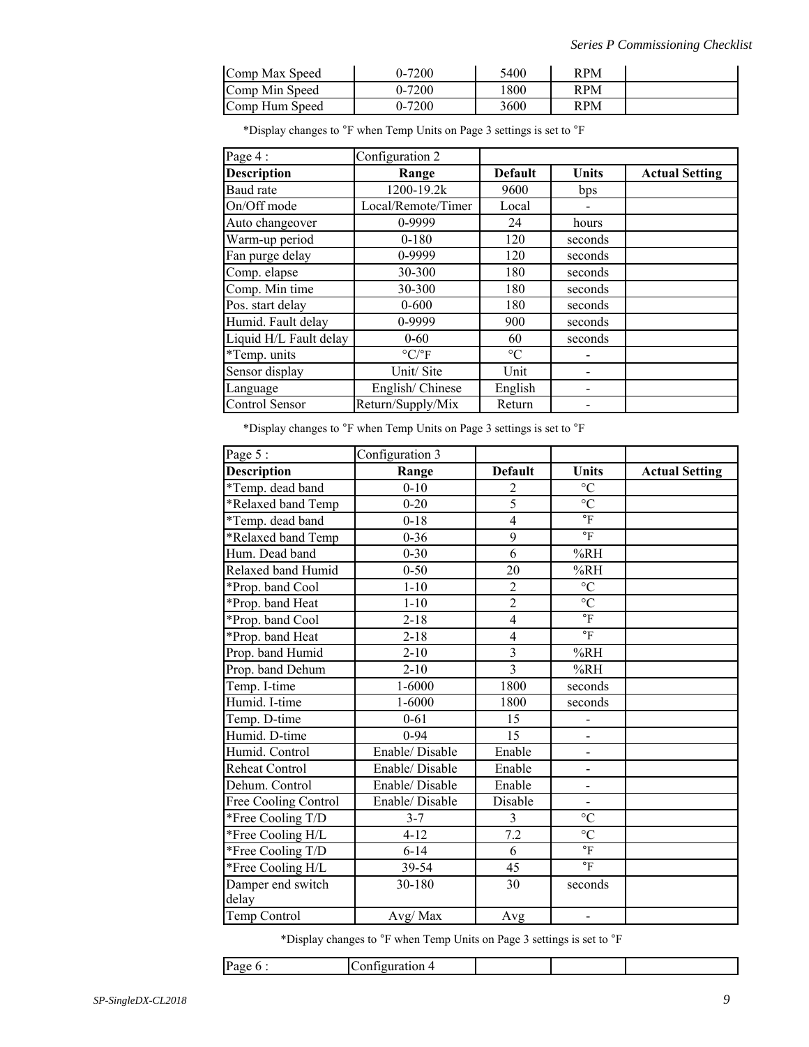| Comp Max Speed | 0-7200 | 5400 | RPM | |
|---|---|---|---|---|
| Comp Min Speed | 0-7200 | 1800 | RPM | |
| Comp Hum Speed | 0-7200 | 3600 | RPM | |

*Display changes to °F when Temp Units on Page 3 settings is set to °F

| Page 4 : | Configuration 2 | | | |
|---|---|---|---|---|
| **Description** | **Range** | **Default** | **Units** | **Actual Setting** |
| Baud rate | 1200-19.2k | 9600 | bps | |
| On/Off mode | Local/Remote/Timer | Local | - | |
| Auto changeover | 0-9999 | 24 | hours | |
| Warm-up period | 0-180 | 120 | seconds | |
| Fan purge delay | 0-9999 | 120 | seconds | |
| Comp. elapse | 30-300 | 180 | seconds | |
| Comp. Min time | 30-300 | 180 | seconds | |
| Pos. start delay | 0-600 | 180 | seconds | |
| Humid. Fault delay | 0-9999 | 900 | seconds | |
| Liquid H/L Fault delay | 0-60 | 60 | seconds | |
| *Temp. units | °C/°F | °C | - | |
| Sensor display | Unit/ Site | Unit | - | |
| Language | English/ Chinese | English | - | |
| Control Sensor | Return/Supply/Mix | Return | - | |

*Display changes to °F when Temp Units on Page 3 settings is set to °F

| Page 5 : | Configuration 3 | | | |
|---|---|---|---|---|
| **Description** | **Range** | **Default** | **Units** | **Actual Setting** |
| *Temp. dead band | 0-10 | 2 | °C | |
| *Relaxed band Temp | 0-20 | 5 | °C | |
| *Temp. dead band | 0-18 | 4 | °F | |
| *Relaxed band Temp | 0-36 | 9 | °F | |
| Hum. Dead band | 0-30 | 6 | %RH | |
| Relaxed band Humid | 0-50 | 20 | %RH | |
| *Prop. band Cool | 1-10 | 2 | °C | |
| *Prop. band Heat | 1-10 | 2 | °C | |
| *Prop. band Cool | 2-18 | 4 | °F | |
| *Prop. band Heat | 2-18 | 4 | °F | |
| Prop. band Humid | 2-10 | 3 | %RH | |
| Prop. band Dehum | 2-10 | 3 | %RH | |
| Temp. I-time | 1-6000 | 1800 | seconds | |
| Humid. I-time | 1-6000 | 1800 | seconds | |
| Temp. D-time | 0-61 | 15 | - | |
| Humid. D-time | 0-94 | 15 | - | |
| Humid. Control | Enable/ Disable | Enable | - | |
| Reheat Control | Enable/ Disable | Enable | - | |
| Dehum. Control | Enable/ Disable | Enable | - | |
| Free Cooling Control | Enable/ Disable | Disable | - | |
| *Free Cooling T/D | 3-7 | 3 | °C | |
| *Free Cooling H/L | 4-12 | 7.2 | °C | |
| *Free Cooling T/D | 6-14 | 6 | °F | |
| *Free Cooling H/L | 39-54 | 45 | °F | |
| Damper end switch delay | 30-180 | 30 | seconds | |
| Temp Control | Avg/ Max | Avg | - | |

*Display changes to °F when Temp Units on Page 3 settings is set to °F

| Page 6 : | Configuration 4 | | | |
|---|---|---|---|---|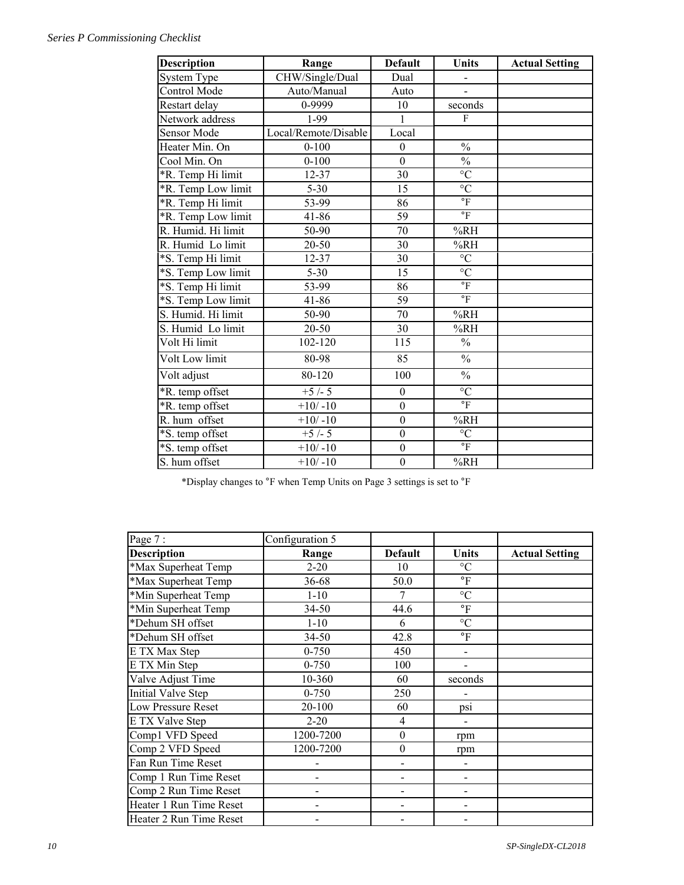| Description | Range | Default | Units | Actual Setting |
|---|---|---|---|---|
| System Type | CHW/Single/Dual | Dual | - | |
| Control Mode | Auto/Manual | Auto | - | |
| Restart delay | 0-9999 | 10 | seconds | |
| Network address | 1-99 | 1 | F | |
| Sensor Mode | Local/Remote/Disable | Local | | |
| Heater Min. On | 0-100 | 0 | % | |
| Cool Min. On | 0-100 | 0 | % | |
| *R. Temp Hi limit | 12-37 | 30 | °C | |
| *R. Temp Low limit | 5-30 | 15 | °C | |
| *R. Temp Hi limit | 53-99 | 86 | °F | |
| *R. Temp Low limit | 41-86 | 59 | °F | |
| R. Humid. Hi limit | 50-90 | 70 | %RH | |
| R. Humid Lo limit | 20-50 | 30 | %RH | |
| *S. Temp Hi limit | 12-37 | 30 | °C | |
| *S. Temp Low limit | 5-30 | 15 | °C | |
| *S. Temp Hi limit | 53-99 | 86 | °F | |
| *S. Temp Low limit | 41-86 | 59 | °F | |
| S. Humid. Hi limit | 50-90 | 70 | %RH | |
| S. Humid Lo limit | 20-50 | 30 | %RH | |
| Volt Hi limit | 102-120 | 115 | % | |
| Volt Low limit | 80-98 | 85 | % | |
| Volt adjust | 80-120 | 100 | % | |
| *R. temp offset | +5 /- 5 | 0 | °C | |
| *R. temp offset | +10/ -10 | 0 | °F | |
| R. hum offset | +10/ -10 | 0 | %RH | |
| *S. temp offset | +5 /- 5 | 0 | °C | |
| *S. temp offset | +10/ -10 | 0 | °F | |
| S. hum offset | +10/ -10 | 0 | %RH | |

*Display changes to °F when Temp Units on Page 3 settings is set to °F

| Page 7 : | Configuration 5 | | | |
|---|---|---|---|---|
| **Description** | **Range** | **Default** | **Units** | **Actual Setting** |
| *Max Superheat Temp | 2-20 | 10 | °C | |
| *Max Superheat Temp | 36-68 | 50.0 | °F | |
| *Min Superheat Temp | 1-10 | 7 | °C | |
| *Min Superheat Temp | 34-50 | 44.6 | °F | |
| *Dehum SH offset | 1-10 | 6 | °C | |
| *Dehum SH offset | 34-50 | 42.8 | °F | |
| E TX Max Step | 0-750 | 450 | - | |
| E TX Min Step | 0-750 | 100 | - | |
| Valve Adjust Time | 10-360 | 60 | seconds | |
| Initial Valve Step | 0-750 | 250 | - | |
| Low Pressure Reset | 20-100 | 60 | psi | |
| E TX Valve Step | 2-20 | 4 | - | |
| Comp1 VFD Speed | 1200-7200 | 0 | rpm | |
| Comp 2 VFD Speed | 1200-7200 | 0 | rpm | |
| Fan Run Time Reset | - | - | - | |
| Comp 1 Run Time Reset | - | - | - | |
| Comp 2 Run Time Reset | - | - | - | |
| Heater 1 Run Time Reset | - | - | - | |
| Heater 2 Run Time Reset | - | - | - | |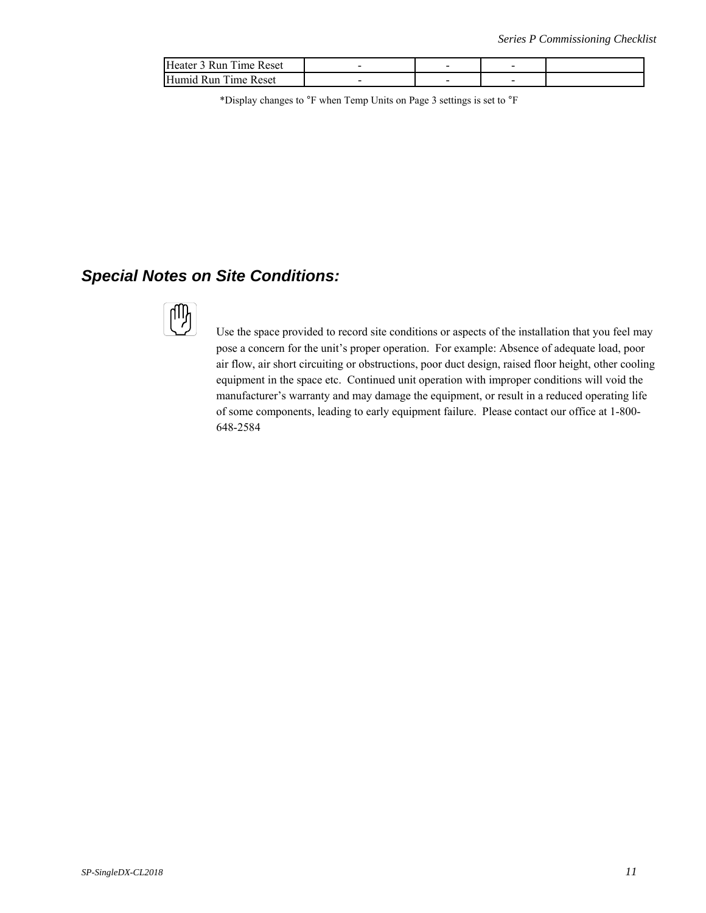| Heater 3 Run Time Reset | - | - | - | |
| --- | --- | --- | --- | --- |
| Humid Run Time Reset | - | - | - | |

*Display changes to °F when Temp Units on Page 3 settings is set to °F

## *Special Notes on Site Conditions:*

Use the space provided to record site conditions or aspects of the installation that you feel may pose a concern for the unit's proper operation. For example: Absence of adequate load, poor air flow, air short circuiting or obstructions, poor duct design, raised floor height, other cooling equipment in the space etc. Continued unit operation with improper conditions will void the manufacturer's warranty and may damage the equipment, or result in a reduced operating life of some components, leading to early equipment failure. Please contact our office at 1-800-648-2584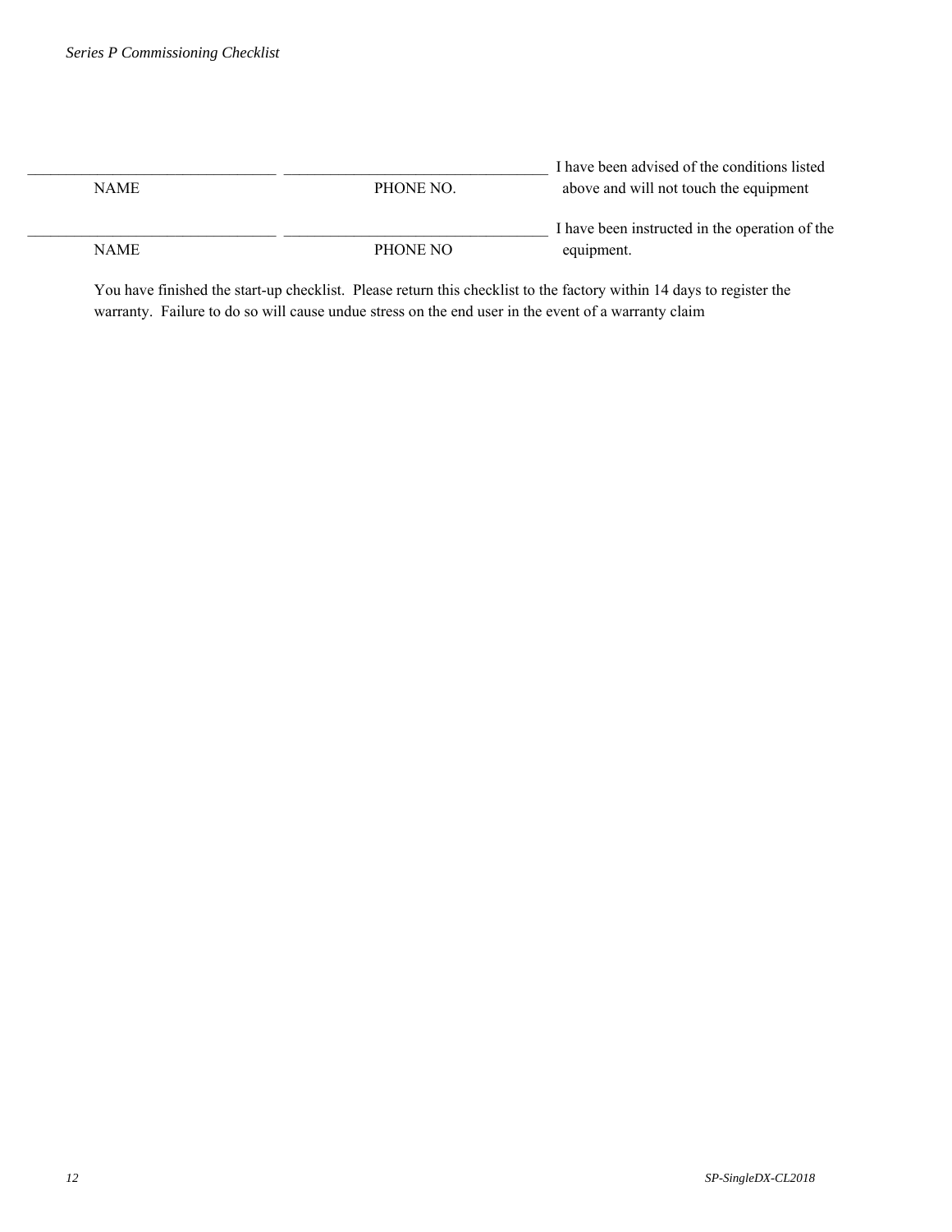| | | |
|---|---|---|
| _______________________________ NAME | _______________________________ PHONE NO. | I have been advised of the conditions listed above and will not touch the equipment |
| _______________________________ NAME | _______________________________ PHONE NO | I have been instructed in the operation of the equipment. |

You have finished the start-up checklist. Please return this checklist to the factory within 14 days to register the warranty. Failure to do so will cause undue stress on the end user in the event of a warranty claim